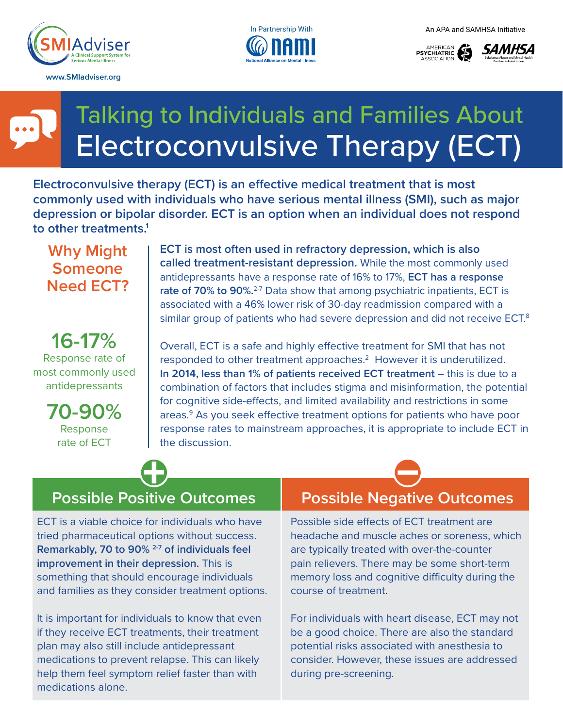www.SMIadviser.org

In Partnership With NAMI National Alliance on Mental Illness

An APA and SAMHSA Initiative

# Talking to Individuals and Families About Electroconvulsive Therapy (ECT)

**Electroconvulsive therapy (ECT) is an effective medical treatment that is most commonly used with individuals who have serious mental illness (SMI), such as major depression or bipolar disorder. ECT is an option when an individual does not respond to other treatments.[1]**

## Why Might Someone Need ECT?

**16-17%**
Response rate of most commonly used antidepressants

**70-90%**
Response rate of ECT

**ECT is most often used in refractory depression, which is also called treatment-resistant depression.** While the most commonly used antidepressants have a response rate of 16% to 17%, **ECT has a response rate of 70% to 90%.**[2-7] Data show that among psychiatric inpatients, ECT is associated with a 46% lower risk of 30-day readmission compared with a similar group of patients who had severe depression and did not receive ECT.[8]

Overall, ECT is a safe and highly effective treatment for SMI that has not responded to other treatment approaches.[2] However it is underutilized. **In 2014, less than 1% of patients received ECT treatment** – this is due to a combination of factors that includes stigma and misinformation, the potential for cognitive side-effects, and limited availability and restrictions in some areas.[9] As you seek effective treatment options for patients who have poor response rates to mainstream approaches, it is appropriate to include ECT in the discussion.

## Possible Positive Outcomes

ECT is a viable choice for individuals who have tried pharmaceutical options without success. **Remarkably, 70 to 90%[2-7] of individuals feel improvement in their depression.** This is something that should encourage individuals and families as they consider treatment options.

It is important for individuals to know that even if they receive ECT treatments, their treatment plan may also still include antidepressant medications to prevent relapse. This can likely help them feel symptom relief faster than with medications alone.

## Possible Negative Outcomes

Possible side effects of ECT treatment are headache and muscle aches or soreness, which are typically treated with over-the-counter pain relievers. There may be some short-term memory loss and cognitive difficulty during the course of treatment.

For individuals with heart disease, ECT may not be a good choice. There are also the standard potential risks associated with anesthesia to consider. However, these issues are addressed during pre-screening.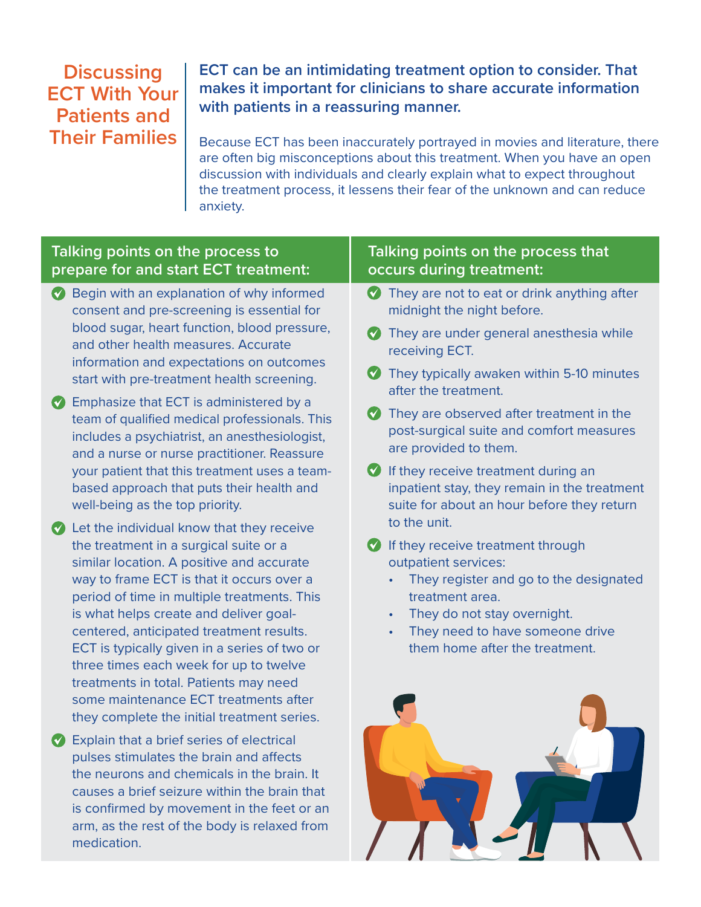# Discussing ECT With Your Patients and Their Families

**ECT can be an intimidating treatment option to consider. That makes it important for clinicians to share accurate information with patients in a reassuring manner.**

Because ECT has been inaccurately portrayed in movies and literature, there are often big misconceptions about this treatment. When you have an open discussion with individuals and clearly explain what to expect throughout the treatment process, it lessens their fear of the unknown and can reduce anxiety.

## Talking points on the process to prepare for and start ECT treatment:

- Begin with an explanation of why informed consent and pre-screening is essential for blood sugar, heart function, blood pressure, and other health measures. Accurate information and expectations on outcomes start with pre-treatment health screening.
- Emphasize that ECT is administered by a team of qualified medical professionals. This includes a psychiatrist, an anesthesiologist, and a nurse or nurse practitioner. Reassure your patient that this treatment uses a team-based approach that puts their health and well-being as the top priority.
- Let the individual know that they receive the treatment in a surgical suite or a similar location. A positive and accurate way to frame ECT is that it occurs over a period of time in multiple treatments. This is what helps create and deliver goal-centered, anticipated treatment results. ECT is typically given in a series of two or three times each week for up to twelve treatments in total. Patients may need some maintenance ECT treatments after they complete the initial treatment series.
- Explain that a brief series of electrical pulses stimulates the brain and affects the neurons and chemicals in the brain. It causes a brief seizure within the brain that is confirmed by movement in the feet or an arm, as the rest of the body is relaxed from medication.

## Talking points on the process that occurs during treatment:

- They are not to eat or drink anything after midnight the night before.
- They are under general anesthesia while receiving ECT.
- They typically awaken within 5-10 minutes after the treatment.
- They are observed after treatment in the post-surgical suite and comfort measures are provided to them.
- If they receive treatment during an inpatient stay, they remain in the treatment suite for about an hour before they return to the unit.
- If they receive treatment through outpatient services:
  - They register and go to the designated treatment area.
  - They do not stay overnight.
  - They need to have someone drive them home after the treatment.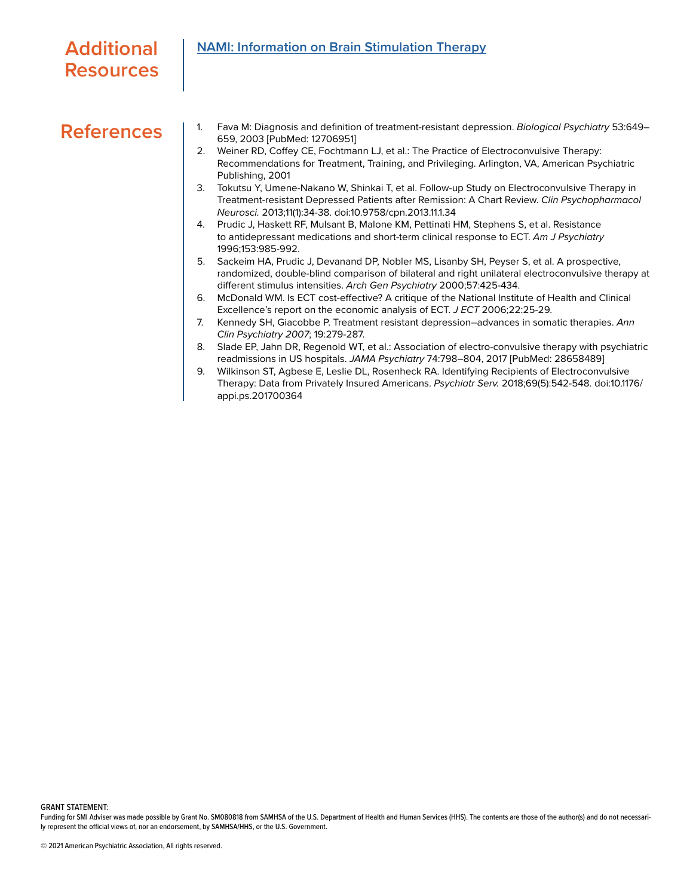## Additional Resources

[NAMI: Information on Brain Stimulation Therapy]

## References

1. Fava M: Diagnosis and definition of treatment-resistant depression. *Biological Psychiatry* 53:649–659, 2003 [PubMed: 12706951]
2. Weiner RD, Coffey CE, Fochtmann LJ, et al.: The Practice of Electroconvulsive Therapy: Recommendations for Treatment, Training, and Privileging. Arlington, VA, American Psychiatric Publishing, 2001
3. Tokutsu Y, Umene-Nakano W, Shinkai T, et al. Follow-up Study on Electroconvulsive Therapy in Treatment-resistant Depressed Patients after Remission: A Chart Review. *Clin Psychopharmacol Neurosci.* 2013;11(1):34-38. doi:10.9758/cpn.2013.11.1.34
4. Prudic J, Haskett RF, Mulsant B, Malone KM, Pettinati HM, Stephens S, et al. Resistance to antidepressant medications and short-term clinical response to ECT. *Am J Psychiatry* 1996;153:985-992.
5. Sackeim HA, Prudic J, Devanand DP, Nobler MS, Lisanby SH, Peyser S, et al. A prospective, randomized, double-blind comparison of bilateral and right unilateral electroconvulsive therapy at different stimulus intensities. *Arch Gen Psychiatry* 2000;57:425-434.
6. McDonald WM. Is ECT cost-effective? A critique of the National Institute of Health and Clinical Excellence's report on the economic analysis of ECT. *J ECT* 2006;22:25-29.
7. Kennedy SH, Giacobbe P. Treatment resistant depression--advances in somatic therapies. *Ann Clin Psychiatry 2007*; 19:279-287.
8. Slade EP, Jahn DR, Regenold WT, et al.: Association of electro-convulsive therapy with psychiatric readmissions in US hospitals. *JAMA Psychiatry* 74:798–804, 2017 [PubMed: 28658489]
9. Wilkinson ST, Agbese E, Leslie DL, Rosenheck RA. Identifying Recipients of Electroconvulsive Therapy: Data from Privately Insured Americans. *Psychiatr Serv.* 2018;69(5):542-548. doi:10.1176/appi.ps.201700364

GRANT STATEMENT:
Funding for SMI Adviser was made possible by Grant No. SM080818 from SAMHSA of the U.S. Department of Health and Human Services (HHS). The contents are those of the author(s) and do not necessarily represent the official views of, nor an endorsement, by SAMHSA/HHS, or the U.S. Government.

© 2021 American Psychiatric Association, All rights reserved.